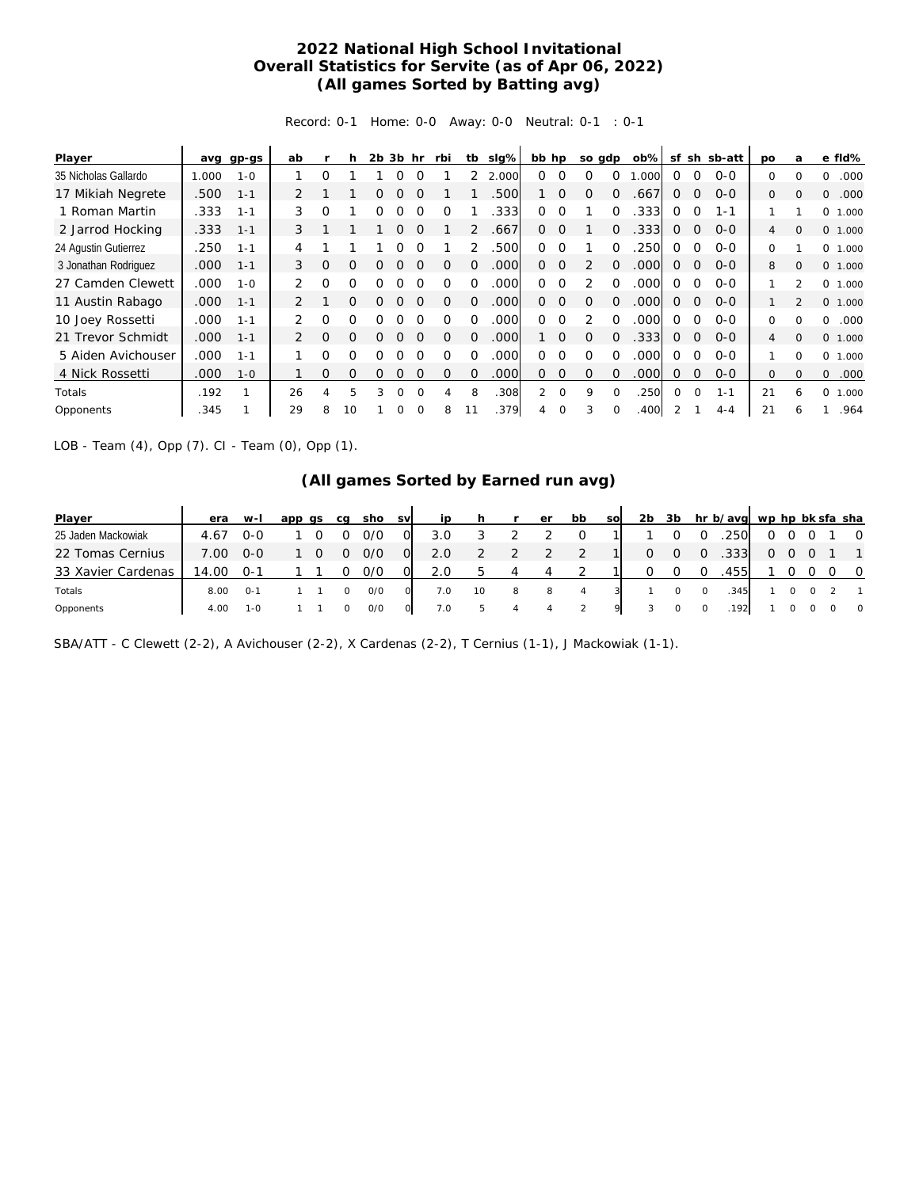# 2022 National High School Invitational
## Overall Statistics for Servite (as of Apr 06, 2022)
### (All games Sorted by Batting avg)

Record: 0-1 Home: 0-0 Away: 0-0 Neutral: 0-1 : 0-1

| Player | avg | gp-gs | ab | r | h | 2b | 3b | hr | rbi | tb | slg% | bb | hp | so | gdp | ob% | sf | sh | sb-att | po | a | e | fld% |
|---|---|---|---|---|---|---|---|---|---|---|---|---|---|---|---|---|---|---|---|---|---|---|---|
| 35 Nicholas Gallardo | 1.000 | 1-0 | 1 | 0 | 1 | 1 | 0 | 0 | 1 | 2 | 2.000 | 0 | 0 | 0 | 0 | 1.000 | 0 | 0 | 0-0 | 0 | 0 | 0 | .000 |
| 17 Mikiah Negrete | .500 | 1-1 | 2 | 1 | 1 | 0 | 0 | 0 | 1 | 1 | .500 | 1 | 0 | 0 | 0 | .667 | 0 | 0 | 0-0 | 0 | 0 | 0 | .000 |
| 1 Roman Martin | .333 | 1-1 | 3 | 0 | 1 | 0 | 0 | 0 | 0 | 1 | .333 | 0 | 0 | 1 | 0 | .333 | 0 | 0 | 1-1 | 1 | 1 | 0 | 1.000 |
| 2 Jarrod Hocking | .333 | 1-1 | 3 | 1 | 1 | 1 | 0 | 0 | 1 | 2 | .667 | 0 | 0 | 1 | 0 | .333 | 0 | 0 | 0-0 | 4 | 0 | 0 | 1.000 |
| 24 Agustin Gutierrez | .250 | 1-1 | 4 | 1 | 1 | 1 | 0 | 0 | 1 | 2 | .500 | 0 | 0 | 1 | 0 | .250 | 0 | 0 | 0-0 | 0 | 1 | 0 | 1.000 |
| 3 Jonathan Rodriguez | .000 | 1-1 | 3 | 0 | 0 | 0 | 0 | 0 | 0 | 0 | .000 | 0 | 0 | 2 | 0 | .000 | 0 | 0 | 0-0 | 8 | 0 | 0 | 1.000 |
| 27 Camden Clewett | .000 | 1-0 | 2 | 0 | 0 | 0 | 0 | 0 | 0 | 0 | .000 | 0 | 0 | 2 | 0 | .000 | 0 | 0 | 0-0 | 1 | 2 | 0 | 1.000 |
| 11 Austin Rabago | .000 | 1-1 | 2 | 1 | 0 | 0 | 0 | 0 | 0 | 0 | .000 | 0 | 0 | 0 | 0 | .000 | 0 | 0 | 0-0 | 1 | 2 | 0 | 1.000 |
| 10 Joey Rossetti | .000 | 1-1 | 2 | 0 | 0 | 0 | 0 | 0 | 0 | 0 | .000 | 0 | 0 | 2 | 0 | .000 | 0 | 0 | 0-0 | 0 | 0 | 0 | .000 |
| 21 Trevor Schmidt | .000 | 1-1 | 2 | 0 | 0 | 0 | 0 | 0 | 0 | 0 | .000 | 1 | 0 | 0 | 0 | .333 | 0 | 0 | 0-0 | 4 | 0 | 0 | 1.000 |
| 5 Aiden Avichouser | .000 | 1-1 | 1 | 0 | 0 | 0 | 0 | 0 | 0 | 0 | .000 | 0 | 0 | 0 | 0 | .000 | 0 | 0 | 0-0 | 1 | 0 | 0 | 1.000 |
| 4 Nick Rossetti | .000 | 1-0 | 1 | 0 | 0 | 0 | 0 | 0 | 0 | 0 | .000 | 0 | 0 | 0 | 0 | .000 | 0 | 0 | 0-0 | 0 | 0 | 0 | .000 |
| Totals | .192 | 1 | 26 | 4 | 5 | 3 | 0 | 0 | 4 | 8 | .308 | 2 | 0 | 9 | 0 | .250 | 0 | 0 | 1-1 | 21 | 6 | 0 | 1.000 |
| Opponents | .345 | 1 | 29 | 8 | 10 | 1 | 0 | 0 | 8 | 11 | .379 | 4 | 0 | 3 | 0 | .400 | 2 | 1 | 4-4 | 21 | 6 | 1 | .964 |

LOB - Team (4), Opp (7). CI - Team (0), Opp (1).

### (All games Sorted by Earned run avg)

| Player | era | w-l | app | gs | cg | sho | sv | ip | h | r | er | bb | so | 2b | 3b | hr | b/avg | wp | hp | bk | sfa | sha |
|---|---|---|---|---|---|---|---|---|---|---|---|---|---|---|---|---|---|---|---|---|---|---|
| 25 Jaden Mackowiak | 4.67 | 0-0 | 1 | 0 | 0 | 0/0 | 0 | 3.0 | 3 | 2 | 2 | 0 | 1 | 1 | 0 | 0 | .250 | 0 | 0 | 0 | 1 | 0 |
| 22 Tomas Cernius | 7.00 | 0-0 | 1 | 0 | 0 | 0/0 | 0 | 2.0 | 2 | 2 | 2 | 2 | 1 | 0 | 0 | 0 | .333 | 0 | 0 | 0 | 1 | 1 |
| 33 Xavier Cardenas | 14.00 | 0-1 | 1 | 1 | 0 | 0/0 | 0 | 2.0 | 5 | 4 | 4 | 2 | 1 | 0 | 0 | 0 | .455 | 1 | 0 | 0 | 0 | 0 |
| Totals | 8.00 | 0-1 | 1 | 1 | 0 | 0/0 | 0 | 7.0 | 10 | 8 | 8 | 4 | 3 | 1 | 0 | 0 | .345 | 1 | 0 | 0 | 2 | 1 |
| Opponents | 4.00 | 1-0 | 1 | 1 | 0 | 0/0 | 0 | 7.0 | 5 | 4 | 4 | 2 | 9 | 3 | 0 | 0 | .192 | 1 | 0 | 0 | 0 | 0 |

SBA/ATT - C Clewett (2-2), A Avichouser (2-2), X Cardenas (2-2), T Cernius (1-1), J Mackowiak (1-1).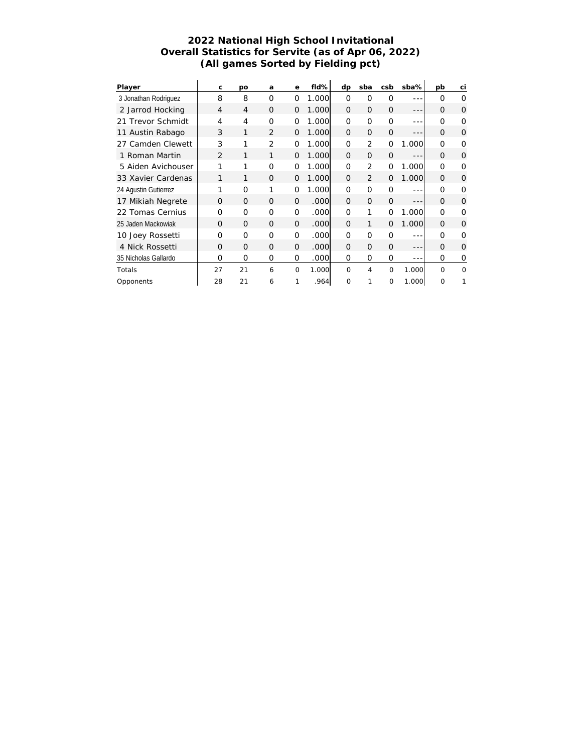# 2022 National High School Invitational
## Overall Statistics for Servite (as of Apr 06, 2022)
### (All games Sorted by Fielding pct)

| Player | c | po | a | e | fld% | dp | sba | csb | sba% | pb | ci |
|---|---|---|---|---|---|---|---|---|---|---|---|
| 3 Jonathan Rodriguez | 8 | 8 | 0 | 0 | 1.000 | 0 | 0 | 0 | --- | 0 | 0 |
| 2 Jarrod Hocking | 4 | 4 | 0 | 0 | 1.000 | 0 | 0 | 0 | --- | 0 | 0 |
| 21 Trevor Schmidt | 4 | 4 | 0 | 0 | 1.000 | 0 | 0 | 0 | --- | 0 | 0 |
| 11 Austin Rabago | 3 | 1 | 2 | 0 | 1.000 | 0 | 0 | 0 | --- | 0 | 0 |
| 27 Camden Clewett | 3 | 1 | 2 | 0 | 1.000 | 0 | 2 | 0 | 1.000 | 0 | 0 |
| 1 Roman Martin | 2 | 1 | 1 | 0 | 1.000 | 0 | 0 | 0 | --- | 0 | 0 |
| 5 Aiden Avichouser | 1 | 1 | 0 | 0 | 1.000 | 0 | 2 | 0 | 1.000 | 0 | 0 |
| 33 Xavier Cardenas | 1 | 1 | 0 | 0 | 1.000 | 0 | 2 | 0 | 1.000 | 0 | 0 |
| 24 Agustin Gutierrez | 1 | 0 | 1 | 0 | 1.000 | 0 | 0 | 0 | --- | 0 | 0 |
| 17 Mikiah Negrete | 0 | 0 | 0 | 0 | .000 | 0 | 0 | 0 | --- | 0 | 0 |
| 22 Tomas Cernius | 0 | 0 | 0 | 0 | .000 | 0 | 1 | 0 | 1.000 | 0 | 0 |
| 25 Jaden Mackowiak | 0 | 0 | 0 | 0 | .000 | 0 | 1 | 0 | 1.000 | 0 | 0 |
| 10 Joey Rossetti | 0 | 0 | 0 | 0 | .000 | 0 | 0 | 0 | --- | 0 | 0 |
| 4 Nick Rossetti | 0 | 0 | 0 | 0 | .000 | 0 | 0 | 0 | --- | 0 | 0 |
| 35 Nicholas Gallardo | 0 | 0 | 0 | 0 | .000 | 0 | 0 | 0 | --- | 0 | 0 |
| Totals | 27 | 21 | 6 | 0 | 1.000 | 0 | 4 | 0 | 1.000 | 0 | 0 |
| Opponents | 28 | 21 | 6 | 1 | .964 | 0 | 1 | 0 | 1.000 | 0 | 1 |